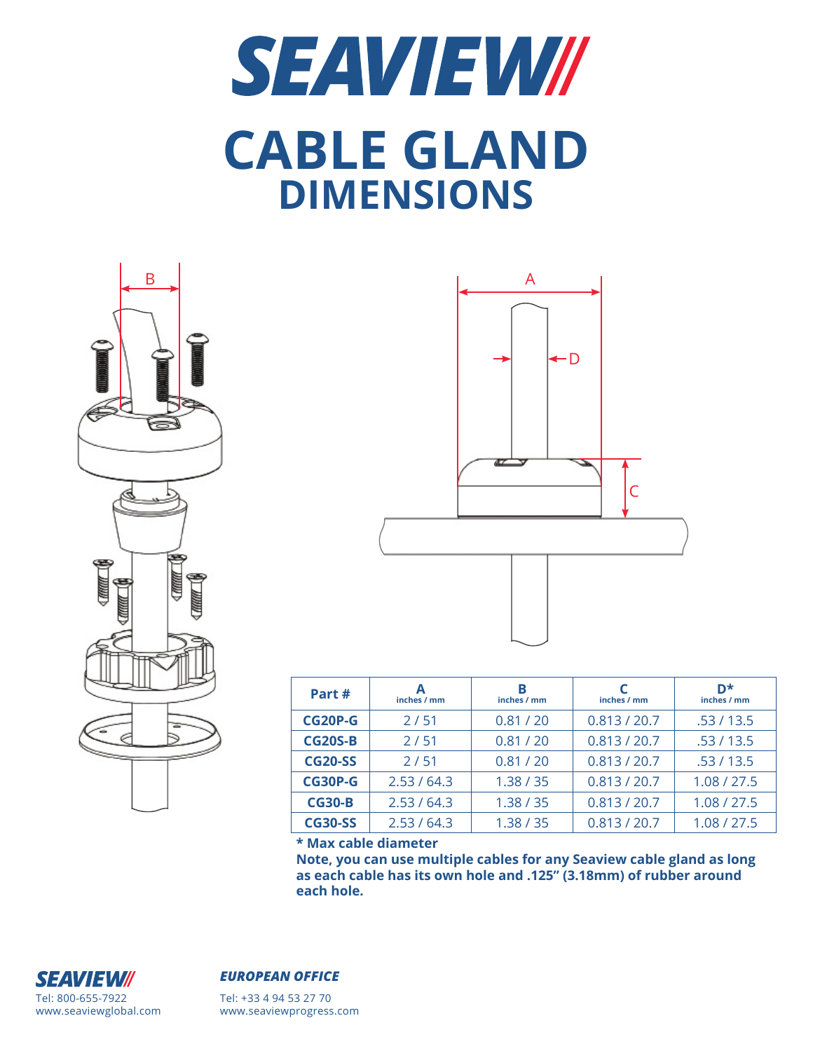# SEAVIEW

# CABLE GLAND
## DIMENSIONS

| Part # | A inches / mm | B inches / mm | C inches / mm | D* inches / mm |
|---|---|---|---|---|
| **CG20P-G** | 2 / 51 | 0.81 / 20 | 0.813 / 20.7 | .53 / 13.5 |
| **CG20S-B** | 2 / 51 | 0.81 / 20 | 0.813 / 20.7 | .53 / 13.5 |
| **CG20-SS** | 2 / 51 | 0.81 / 20 | 0.813 / 20.7 | .53 / 13.5 |
| **CG30P-G** | 2.53 / 64.3 | 1.38 / 35 | 0.813 / 20.7 | 1.08 / 27.5 |
| **CG30-B** | 2.53 / 64.3 | 1.38 / 35 | 0.813 / 20.7 | 1.08 / 27.5 |
| **CG30-SS** | 2.53 / 64.3 | 1.38 / 35 | 0.813 / 20.7 | 1.08 / 27.5 |

**\* Max cable diameter**

**Note, you can use multiple cables for any Seaview cable gland as long as each cable has its own hole and .125" (3.18mm) of rubber around each hole.**

**SEAVIEW**
Tel: 800-655-7922
www.seaviewglobal.com

***EUROPEAN OFFICE***
Tel: +33 4 94 53 27 70
www.seaviewprogress.com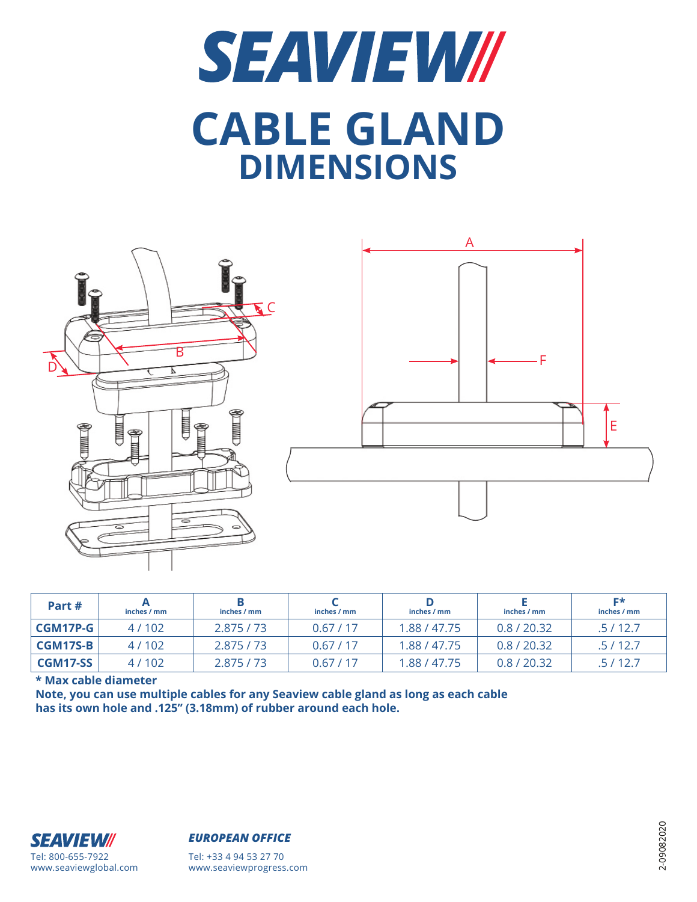# SEAVIEW

# CABLE GLAND

## DIMENSIONS

A

B

C

D

E

F

| Part # | A inches / mm | B inches / mm | C inches / mm | D inches / mm | E inches / mm | F* inches / mm |
|---|---|---|---|---|---|---|
| CGM17P-G | 4 / 102 | 2.875 / 73 | 0.67 / 17 | 1.88 / 47.75 | 0.8 / 20.32 | .5 / 12.7 |
| CGM17S-B | 4 / 102 | 2.875 / 73 | 0.67 / 17 | 1.88 / 47.75 | 0.8 / 20.32 | .5 / 12.7 |
| CGM17-SS | 4 / 102 | 2.875 / 73 | 0.67 / 17 | 1.88 / 47.75 | 0.8 / 20.32 | .5 / 12.7 |

**\* Max cable diameter**

**Note, you can use multiple cables for any Seaview cable gland as long as each cable has its own hole and .125" (3.18mm) of rubber around each hole.**

**SEAVIEW**

Tel: 800-655-7922
www.seaviewglobal.com

***EUROPEAN OFFICE***

Tel: +33 4 94 53 27 70
www.seaviewprogress.com

2-09082020